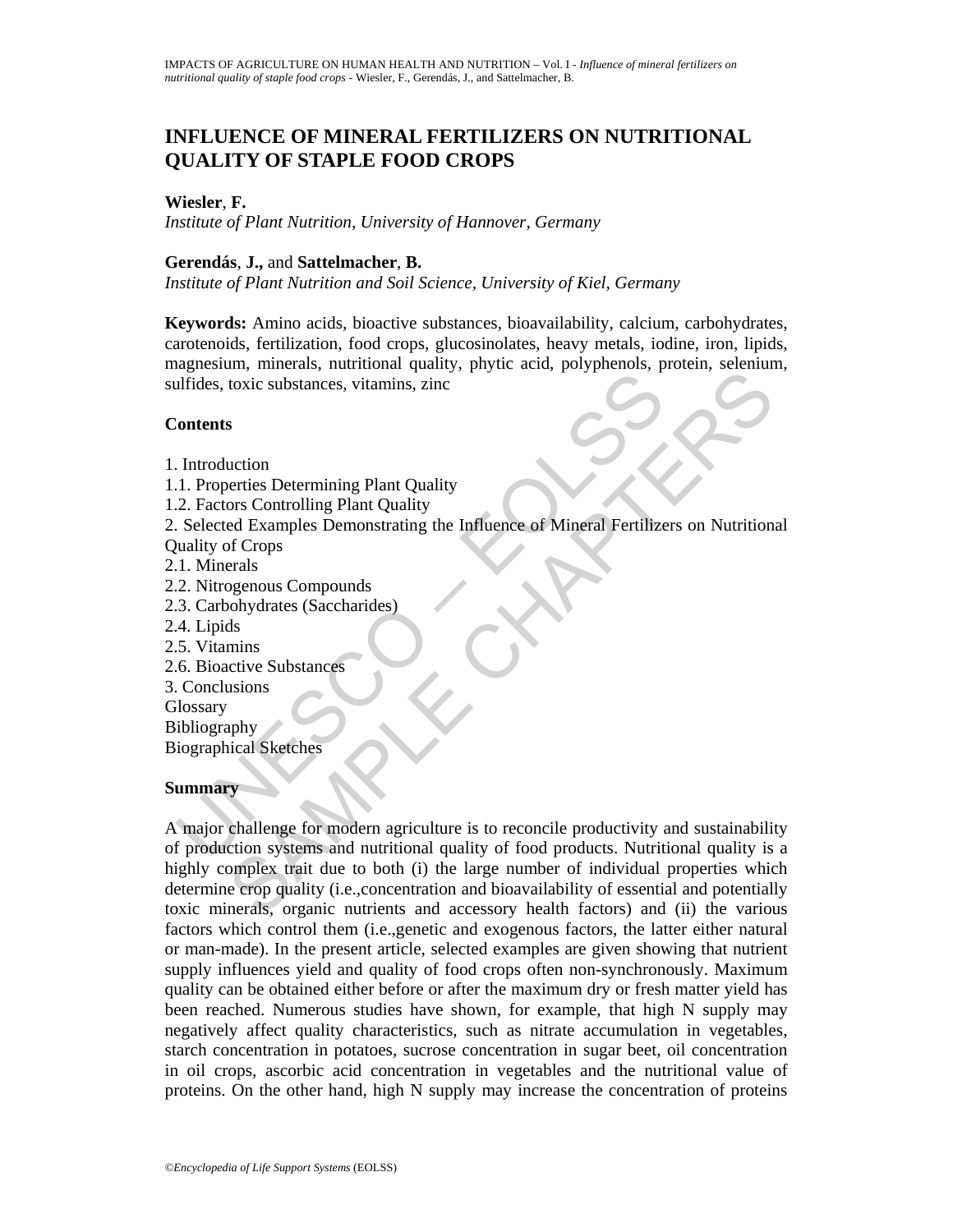# INFLUENCE OF MINERAL FERTILIZERS ON NUTRITIONAL QUALITY OF STAPLE FOOD CROPS

**Wiesler**, **F.**
*Institute of Plant Nutrition, University of Hannover, Germany*

**Gerendás**, **J.,** and **Sattelmacher**, **B.**
*Institute of Plant Nutrition and Soil Science, University of Kiel, Germany*

**Keywords:** Amino acids, bioactive substances, bioavailability, calcium, carbohydrates, carotenoids, fertilization, food crops, glucosinolates, heavy metals, iodine, iron, lipids, magnesium, minerals, nutritional quality, phytic acid, polyphenols, protein, selenium, sulfides, toxic substances, vitamins, zinc

**Contents**

1. Introduction
1.1. Properties Determining Plant Quality
1.2. Factors Controlling Plant Quality
2. Selected Examples Demonstrating the Influence of Mineral Fertilizers on Nutritional Quality of Crops
2.1. Minerals
2.2. Nitrogenous Compounds
2.3. Carbohydrates (Saccharides)
2.4. Lipids
2.5. Vitamins
2.6. Bioactive Substances
3. Conclusions
Glossary
Bibliography
Biographical Sketches

**Summary**

A major challenge for modern agriculture is to reconcile productivity and sustainability of production systems and nutritional quality of food products. Nutritional quality is a highly complex trait due to both (i) the large number of individual properties which determine crop quality (i.e.,concentration and bioavailability of essential and potentially toxic minerals, organic nutrients and accessory health factors) and (ii) the various factors which control them (i.e.,genetic and exogenous factors, the latter either natural or man-made). In the present article, selected examples are given showing that nutrient supply influences yield and quality of food crops often non-synchronously. Maximum quality can be obtained either before or after the maximum dry or fresh matter yield has been reached. Numerous studies have shown, for example, that high N supply may negatively affect quality characteristics, such as nitrate accumulation in vegetables, starch concentration in potatoes, sucrose concentration in sugar beet, oil concentration in oil crops, ascorbic acid concentration in vegetables and the nutritional value of proteins. On the other hand, high N supply may increase the concentration of proteins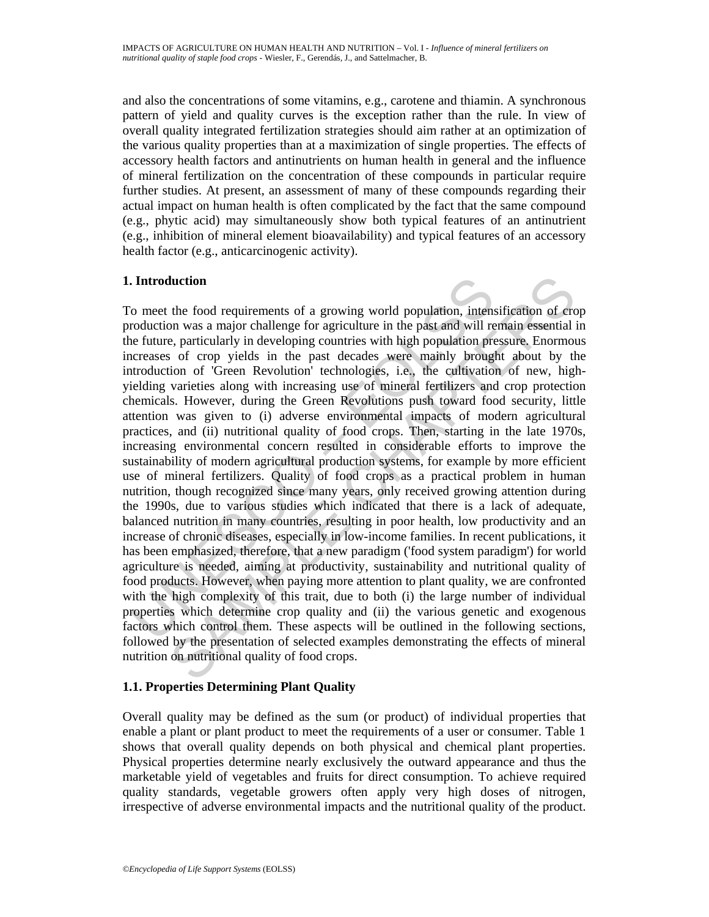and also the concentrations of some vitamins, e.g., carotene and thiamin. A synchronous pattern of yield and quality curves is the exception rather than the rule. In view of overall quality integrated fertilization strategies should aim rather at an optimization of the various quality properties than at a maximization of single properties. The effects of accessory health factors and antinutrients on human health in general and the influence of mineral fertilization on the concentration of these compounds in particular require further studies. At present, an assessment of many of these compounds regarding their actual impact on human health is often complicated by the fact that the same compound (e.g., phytic acid) may simultaneously show both typical features of an antinutrient (e.g., inhibition of mineral element bioavailability) and typical features of an accessory health factor (e.g., anticarcinogenic activity).

## 1. Introduction

To meet the food requirements of a growing world population, intensification of crop production was a major challenge for agriculture in the past and will remain essential in the future, particularly in developing countries with high population pressure. Enormous increases of crop yields in the past decades were mainly brought about by the introduction of 'Green Revolution' technologies, i.e., the cultivation of new, high-yielding varieties along with increasing use of mineral fertilizers and crop protection chemicals. However, during the Green Revolutions push toward food security, little attention was given to (i) adverse environmental impacts of modern agricultural practices, and (ii) nutritional quality of food crops. Then, starting in the late 1970s, increasing environmental concern resulted in considerable efforts to improve the sustainability of modern agricultural production systems, for example by more efficient use of mineral fertilizers. Quality of food crops as a practical problem in human nutrition, though recognized since many years, only received growing attention during the 1990s, due to various studies which indicated that there is a lack of adequate, balanced nutrition in many countries, resulting in poor health, low productivity and an increase of chronic diseases, especially in low-income families. In recent publications, it has been emphasized, therefore, that a new paradigm ('food system paradigm') for world agriculture is needed, aiming at productivity, sustainability and nutritional quality of food products. However, when paying more attention to plant quality, we are confronted with the high complexity of this trait, due to both (i) the large number of individual properties which determine crop quality and (ii) the various genetic and exogenous factors which control them. These aspects will be outlined in the following sections, followed by the presentation of selected examples demonstrating the effects of mineral nutrition on nutritional quality of food crops.

### 1.1. Properties Determining Plant Quality

Overall quality may be defined as the sum (or product) of individual properties that enable a plant or plant product to meet the requirements of a user or consumer. Table 1 shows that overall quality depends on both physical and chemical plant properties. Physical properties determine nearly exclusively the outward appearance and thus the marketable yield of vegetables and fruits for direct consumption. To achieve required quality standards, vegetable growers often apply very high doses of nitrogen, irrespective of adverse environmental impacts and the nutritional quality of the product.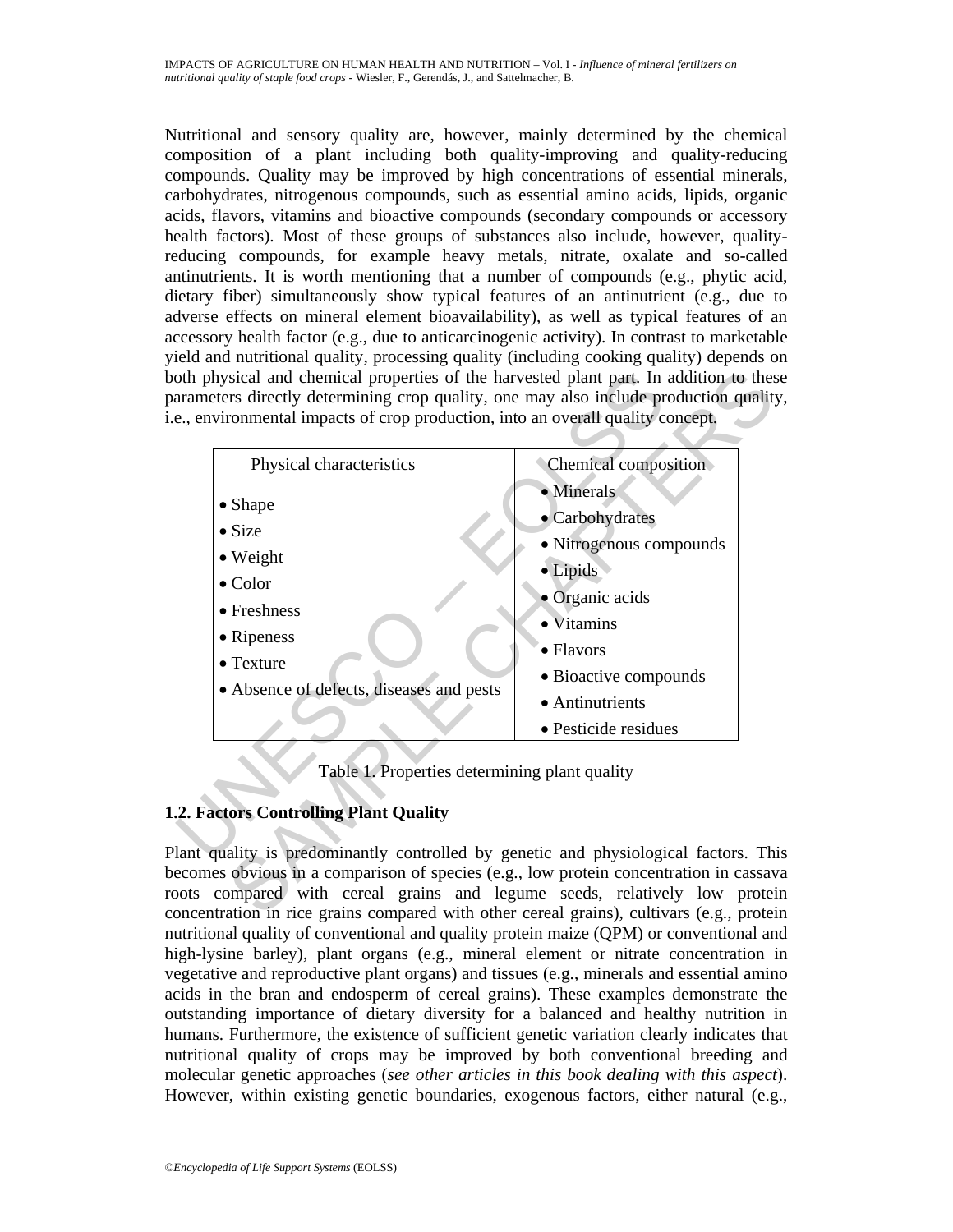Nutritional and sensory quality are, however, mainly determined by the chemical composition of a plant including both quality-improving and quality-reducing compounds. Quality may be improved by high concentrations of essential minerals, carbohydrates, nitrogenous compounds, such as essential amino acids, lipids, organic acids, flavors, vitamins and bioactive compounds (secondary compounds or accessory health factors). Most of these groups of substances also include, however, quality-reducing compounds, for example heavy metals, nitrate, oxalate and so-called antinutrients. It is worth mentioning that a number of compounds (e.g., phytic acid, dietary fiber) simultaneously show typical features of an antinutrient (e.g., due to adverse effects on mineral element bioavailability), as well as typical features of an accessory health factor (e.g., due to anticarcinogenic activity). In contrast to marketable yield and nutritional quality, processing quality (including cooking quality) depends on both physical and chemical properties of the harvested plant part. In addition to these parameters directly determining crop quality, one may also include production quality, i.e., environmental impacts of crop production, into an overall quality concept.

| Physical characteristics | Chemical composition |
|---|---|
| • Shape<br>• Size<br>• Weight<br>• Color<br>• Freshness<br>• Ripeness<br>• Texture<br>• Absence of defects, diseases and pests | • Minerals<br>• Carbohydrates<br>• Nitrogenous compounds<br>• Lipids<br>• Organic acids<br>• Vitamins<br>• Flavors<br>• Bioactive compounds<br>• Antinutrients<br>• Pesticide residues |

Table 1. Properties determining plant quality

### 1.2. Factors Controlling Plant Quality

Plant quality is predominantly controlled by genetic and physiological factors. This becomes obvious in a comparison of species (e.g., low protein concentration in cassava roots compared with cereal grains and legume seeds, relatively low protein concentration in rice grains compared with other cereal grains), cultivars (e.g., protein nutritional quality of conventional and quality protein maize (QPM) or conventional and high-lysine barley), plant organs (e.g., mineral element or nitrate concentration in vegetative and reproductive plant organs) and tissues (e.g., minerals and essential amino acids in the bran and endosperm of cereal grains). These examples demonstrate the outstanding importance of dietary diversity for a balanced and healthy nutrition in humans. Furthermore, the existence of sufficient genetic variation clearly indicates that nutritional quality of crops may be improved by both conventional breeding and molecular genetic approaches (*see other articles in this book dealing with this aspect*). However, within existing genetic boundaries, exogenous factors, either natural (e.g.,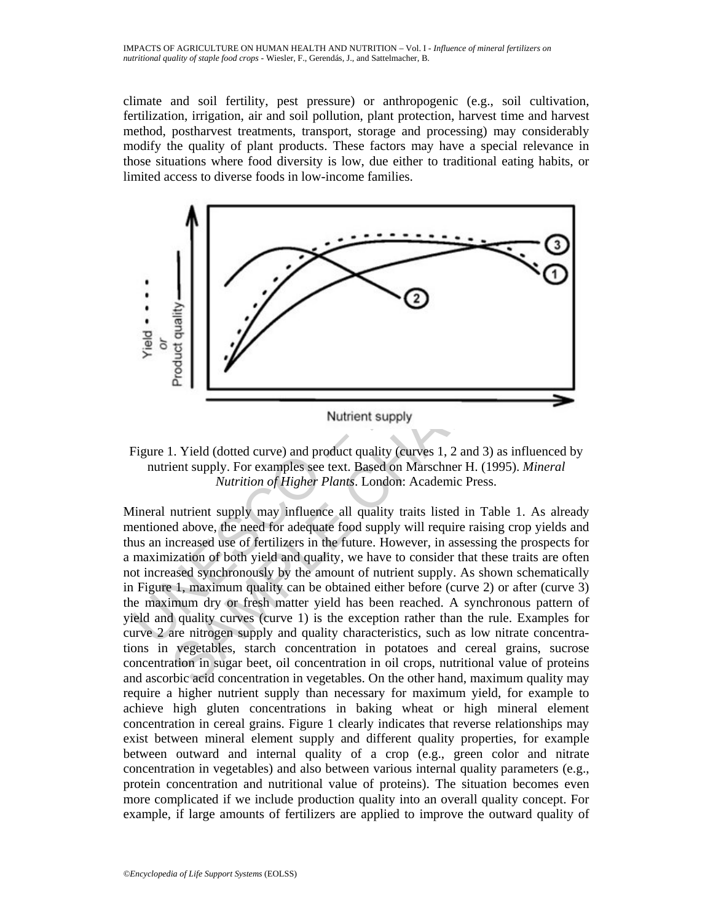climate and soil fertility, pest pressure) or anthropogenic (e.g., soil cultivation, fertilization, irrigation, air and soil pollution, plant protection, harvest time and harvest method, postharvest treatments, transport, storage and processing) may considerably modify the quality of plant products. These factors may have a special relevance in those situations where food diversity is low, due either to traditional eating habits, or limited access to diverse foods in low-income families.

Figure 1. Yield (dotted curve) and product quality (curves 1, 2 and 3) as influenced by nutrient supply. For examples see text. Based on Marschner H. (1995). *Mineral Nutrition of Higher Plants*. London: Academic Press.

Mineral nutrient supply may influence all quality traits listed in Table 1. As already mentioned above, the need for adequate food supply will require raising crop yields and thus an increased use of fertilizers in the future. However, in assessing the prospects for a maximization of both yield and quality, we have to consider that these traits are often not increased synchronously by the amount of nutrient supply. As shown schematically in Figure 1, maximum quality can be obtained either before (curve 2) or after (curve 3) the maximum dry or fresh matter yield has been reached. A synchronous pattern of yield and quality curves (curve 1) is the exception rather than the rule. Examples for curve 2 are nitrogen supply and quality characteristics, such as low nitrate concentrations in vegetables, starch concentration in potatoes and cereal grains, sucrose concentration in sugar beet, oil concentration in oil crops, nutritional value of proteins and ascorbic acid concentration in vegetables. On the other hand, maximum quality may require a higher nutrient supply than necessary for maximum yield, for example to achieve high gluten concentrations in baking wheat or high mineral element concentration in cereal grains. Figure 1 clearly indicates that reverse relationships may exist between mineral element supply and different quality properties, for example between outward and internal quality of a crop (e.g., green color and nitrate concentration in vegetables) and also between various internal quality parameters (e.g., protein concentration and nutritional value of proteins). The situation becomes even more complicated if we include production quality into an overall quality concept. For example, if large amounts of fertilizers are applied to improve the outward quality of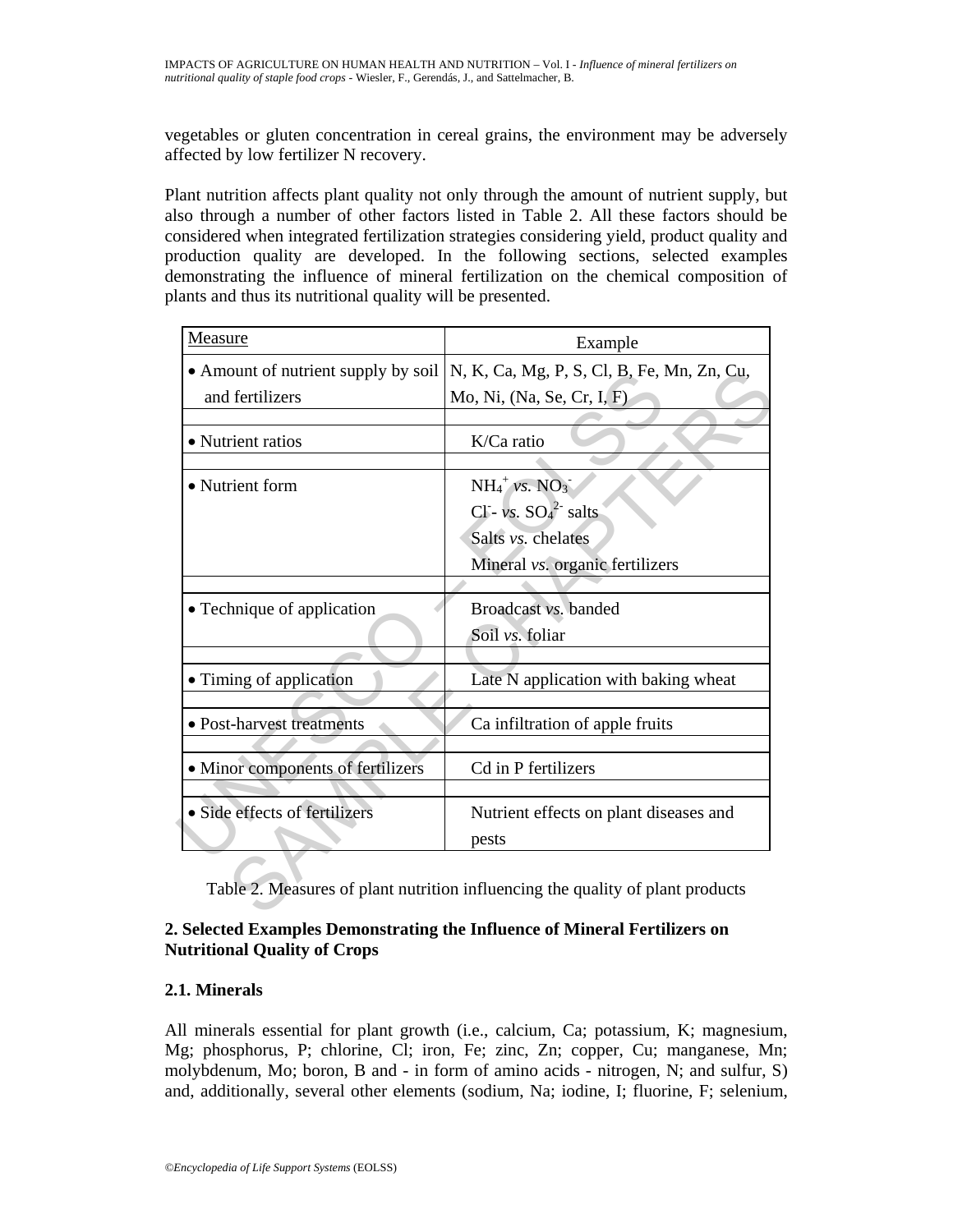vegetables or gluten concentration in cereal grains, the environment may be adversely affected by low fertilizer N recovery.

Plant nutrition affects plant quality not only through the amount of nutrient supply, but also through a number of other factors listed in Table 2. All these factors should be considered when integrated fertilization strategies considering yield, product quality and production quality are developed. In the following sections, selected examples demonstrating the influence of mineral fertilization on the chemical composition of plants and thus its nutritional quality will be presented.

| Measure | Example |
|---|---|
| • Amount of nutrient supply by soil and fertilizers | N, K, Ca, Mg, P, S, Cl, B, Fe, Mn, Zn, Cu, Mo, Ni, (Na, Se, Cr, I, F) |
| • Nutrient ratios | K/Ca ratio |
| • Nutrient form | $NH_4^+$ *vs.* $NO_3^-$<br>$Cl^-$- *vs.* $SO_4^{2-}$ salts<br>Salts *vs.* chelates<br>Mineral *vs.* organic fertilizers |
| • Technique of application | Broadcast *vs.* banded<br>Soil *vs.* foliar |
| • Timing of application | Late N application with baking wheat |
| • Post-harvest treatments | Ca infiltration of apple fruits |
| • Minor components of fertilizers | Cd in P fertilizers |
| • Side effects of fertilizers | Nutrient effects on plant diseases and pests |

Table 2. Measures of plant nutrition influencing the quality of plant products

## 2. Selected Examples Demonstrating the Influence of Mineral Fertilizers on Nutritional Quality of Crops

### 2.1. Minerals

All minerals essential for plant growth (i.e., calcium, Ca; potassium, K; magnesium, Mg; phosphorus, P; chlorine, Cl; iron, Fe; zinc, Zn; copper, Cu; manganese, Mn; molybdenum, Mo; boron, B and - in form of amino acids - nitrogen, N; and sulfur, S) and, additionally, several other elements (sodium, Na; iodine, I; fluorine, F; selenium,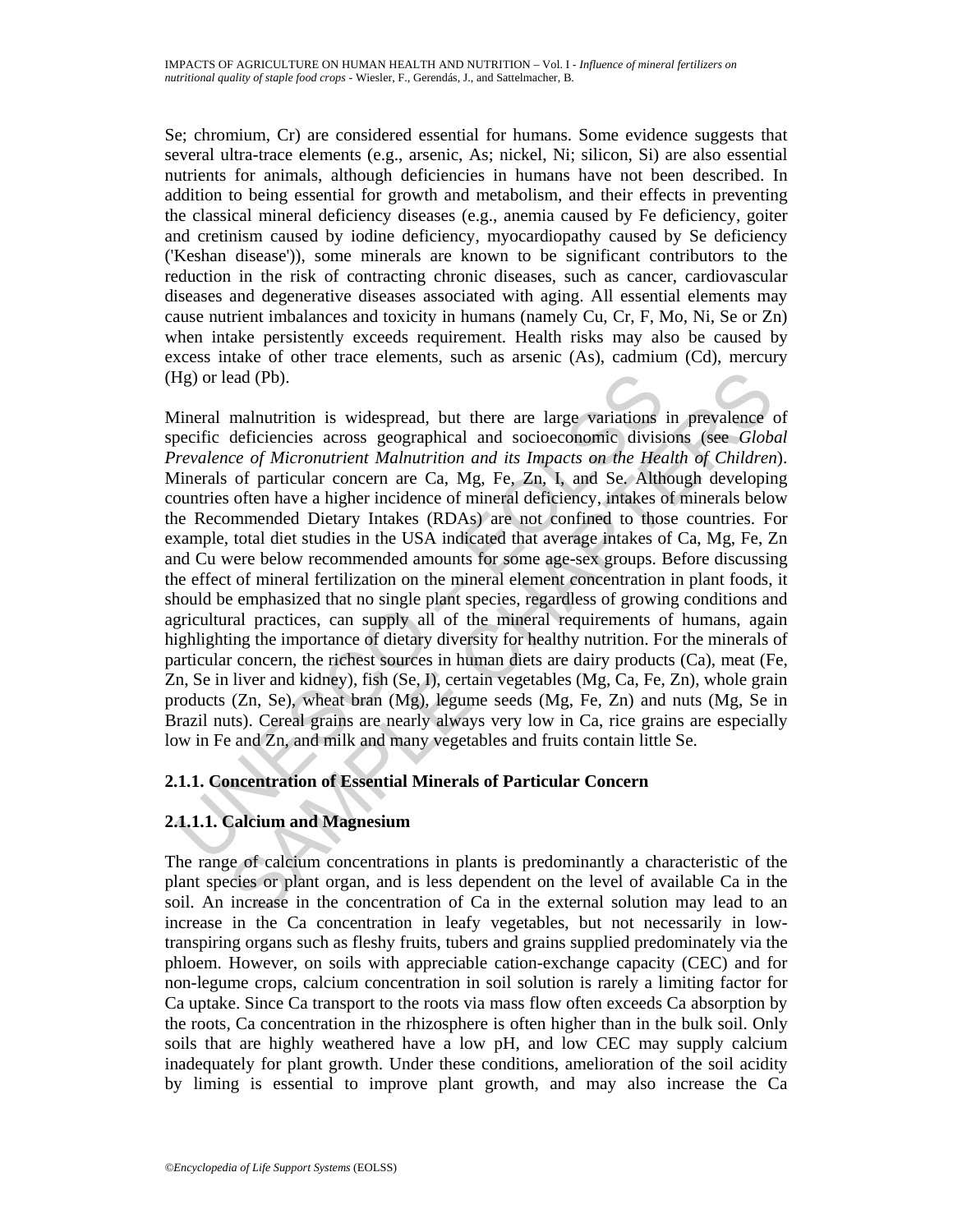Se; chromium, Cr) are considered essential for humans. Some evidence suggests that several ultra-trace elements (e.g., arsenic, As; nickel, Ni; silicon, Si) are also essential nutrients for animals, although deficiencies in humans have not been described. In addition to being essential for growth and metabolism, and their effects in preventing the classical mineral deficiency diseases (e.g., anemia caused by Fe deficiency, goiter and cretinism caused by iodine deficiency, myocardiopathy caused by Se deficiency ('Keshan disease')), some minerals are known to be significant contributors to the reduction in the risk of contracting chronic diseases, such as cancer, cardiovascular diseases and degenerative diseases associated with aging. All essential elements may cause nutrient imbalances and toxicity in humans (namely Cu, Cr, F, Mo, Ni, Se or Zn) when intake persistently exceeds requirement. Health risks may also be caused by excess intake of other trace elements, such as arsenic (As), cadmium (Cd), mercury (Hg) or lead (Pb).

Mineral malnutrition is widespread, but there are large variations in prevalence of specific deficiencies across geographical and socioeconomic divisions (see *Global Prevalence of Micronutrient Malnutrition and its Impacts on the Health of Children*). Minerals of particular concern are Ca, Mg, Fe, Zn, I, and Se. Although developing countries often have a higher incidence of mineral deficiency, intakes of minerals below the Recommended Dietary Intakes (RDAs) are not confined to those countries. For example, total diet studies in the USA indicated that average intakes of Ca, Mg, Fe, Zn and Cu were below recommended amounts for some age-sex groups. Before discussing the effect of mineral fertilization on the mineral element concentration in plant foods, it should be emphasized that no single plant species, regardless of growing conditions and agricultural practices, can supply all of the mineral requirements of humans, again highlighting the importance of dietary diversity for healthy nutrition. For the minerals of particular concern, the richest sources in human diets are dairy products (Ca), meat (Fe, Zn, Se in liver and kidney), fish (Se, I), certain vegetables (Mg, Ca, Fe, Zn), whole grain products (Zn, Se), wheat bran (Mg), legume seeds (Mg, Fe, Zn) and nuts (Mg, Se in Brazil nuts). Cereal grains are nearly always very low in Ca, rice grains are especially low in Fe and Zn, and milk and many vegetables and fruits contain little Se.

### 2.1.1. Concentration of Essential Minerals of Particular Concern

#### 2.1.1.1. Calcium and Magnesium

The range of calcium concentrations in plants is predominantly a characteristic of the plant species or plant organ, and is less dependent on the level of available Ca in the soil. An increase in the concentration of Ca in the external solution may lead to an increase in the Ca concentration in leafy vegetables, but not necessarily in low-transpiring organs such as fleshy fruits, tubers and grains supplied predominately via the phloem. However, on soils with appreciable cation-exchange capacity (CEC) and for non-legume crops, calcium concentration in soil solution is rarely a limiting factor for Ca uptake. Since Ca transport to the roots via mass flow often exceeds Ca absorption by the roots, Ca concentration in the rhizosphere is often higher than in the bulk soil. Only soils that are highly weathered have a low pH, and low CEC may supply calcium inadequately for plant growth. Under these conditions, amelioration of the soil acidity by liming is essential to improve plant growth, and may also increase the Ca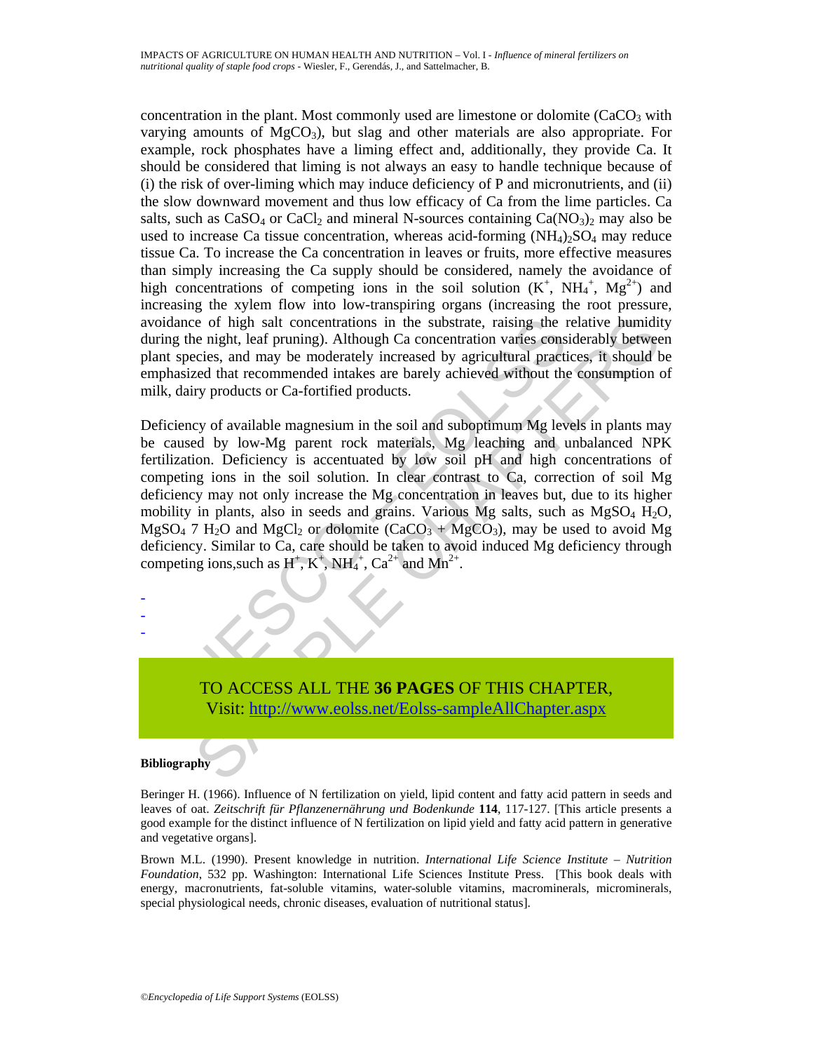concentration in the plant. Most commonly used are limestone or dolomite ($CaCO_3$ with varying amounts of $MgCO_3$), but slag and other materials are also appropriate. For example, rock phosphates have a liming effect and, additionally, they provide Ca. It should be considered that liming is not always an easy to handle technique because of (i) the risk of over-liming which may induce deficiency of P and micronutrients, and (ii) the slow downward movement and thus low efficacy of Ca from the lime particles. Ca salts, such as $CaSO_4$ or $CaCl_2$ and mineral N-sources containing $Ca(NO_3)_2$ may also be used to increase Ca tissue concentration, whereas acid-forming $(NH_4)_2SO_4$ may reduce tissue Ca. To increase the Ca concentration in leaves or fruits, more effective measures than simply increasing the Ca supply should be considered, namely the avoidance of high concentrations of competing ions in the soil solution ($K^+$, $NH_4^+$, $Mg^{2+}$) and increasing the xylem flow into low-transpiring organs (increasing the root pressure, avoidance of high salt concentrations in the substrate, raising the relative humidity during the night, leaf pruning). Although Ca concentration varies considerably between plant species, and may be moderately increased by agricultural practices, it should be emphasized that recommended intakes are barely achieved without the consumption of milk, dairy products or Ca-fortified products.

Deficiency of available magnesium in the soil and suboptimum Mg levels in plants may be caused by low-Mg parent rock materials, Mg leaching and unbalanced NPK fertilization. Deficiency is accentuated by low soil pH and high concentrations of competing ions in the soil solution. In clear contrast to Ca, correction of soil Mg deficiency may not only increase the Mg concentration in leaves but, due to its higher mobility in plants, also in seeds and grains. Various Mg salts, such as $MgSO_4$ $H_2O$, $MgSO_4$ 7 $H_2O$ and $MgCl_2$ or dolomite ($CaCO_3$ + $MgCO_3$), may be used to avoid Mg deficiency. Similar to Ca, care should be taken to avoid induced Mg deficiency through competing ions,such as $H^+$, $K^+$, $NH_4^+$, $Ca^{2+}$ and $Mn^{2+}$.

-
-
-

TO ACCESS ALL THE **36 PAGES** OF THIS CHAPTER,
Visit: http://www.eolss.net/Eolss-sampleAllChapter.aspx

**Bibliography**

Beringer H. (1966). Influence of N fertilization on yield, lipid content and fatty acid pattern in seeds and leaves of oat. *Zeitschrift für Pflanzenernährung und Bodenkunde* **114**, 117-127. [This article presents a good example for the distinct influence of N fertilization on lipid yield and fatty acid pattern in generative and vegetative organs].

Brown M.L. (1990). Present knowledge in nutrition. *International Life Science Institute – Nutrition Foundation*, 532 pp. Washington: International Life Sciences Institute Press. [This book deals with energy, macronutrients, fat-soluble vitamins, water-soluble vitamins, macrominerals, microminerals, special physiological needs, chronic diseases, evaluation of nutritional status].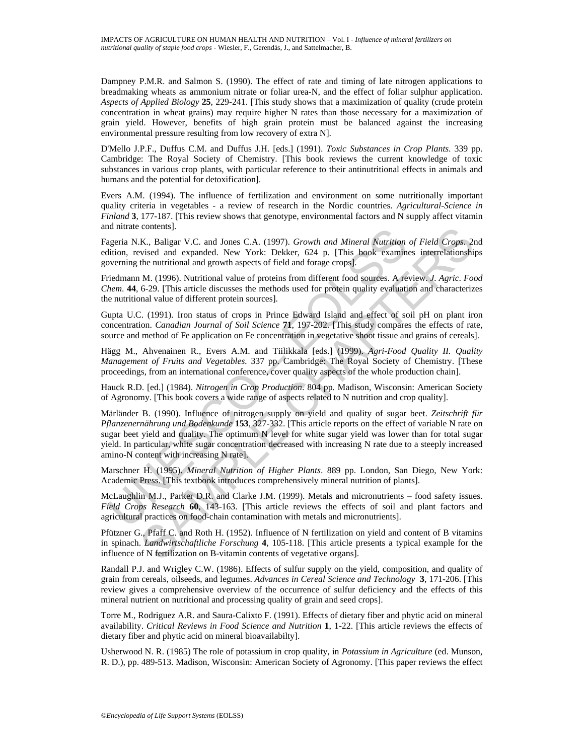Dampney P.M.R. and Salmon S. (1990). The effect of rate and timing of late nitrogen applications to breadmaking wheats as ammonium nitrate or foliar urea-N, and the effect of foliar sulphur application. *Aspects of Applied Biology* **25**, 229-241. [This study shows that a maximization of quality (crude protein concentration in wheat grains) may require higher N rates than those necessary for a maximization of grain yield. However, benefits of high grain protein must be balanced against the increasing environmental pressure resulting from low recovery of extra N].

D'Mello J.P.F., Duffus C.M. and Duffus J.H. [eds.] (1991). *Toxic Substances in Crop Plants.* 339 pp. Cambridge: The Royal Society of Chemistry. [This book reviews the current knowledge of toxic substances in various crop plants, with particular reference to their antinutritional effects in animals and humans and the potential for detoxification].

Evers A.M. (1994). The influence of fertilization and environment on some nutritionally important quality criteria in vegetables - a review of research in the Nordic countries. *Agricultural-Science in Finland* **3**, 177-187. [This review shows that genotype, environmental factors and N supply affect vitamin and nitrate contents].

Fageria N.K., Baligar V.C. and Jones C.A. (1997). *Growth and Mineral Nutrition of Field Crops*. 2nd edition, revised and expanded. New York: Dekker, 624 p. [This book examines interrelationships governing the nutritional and growth aspects of field and forage crops].

Friedmann M. (1996). Nutritional value of proteins from different food sources. A review. *J. Agric. Food Chem.* **44**, 6-29. [This article discusses the methods used for protein quality evaluation and characterizes the nutritional value of different protein sources].

Gupta U.C. (1991). Iron status of crops in Prince Edward Island and effect of soil pH on plant iron concentration. *Canadian Journal of Soil Science* **71**, 197-202. [This study compares the effects of rate, source and method of Fe application on Fe concentration in vegetative shoot tissue and grains of cereals].

Hägg M., Ahvenainen R., Evers A.M. and Tiilikkala [eds.] (1999). *Agri-Food Quality II. Quality Management of Fruits and Vegetables.* 337 pp. Cambridge: The Royal Society of Chemistry. [These proceedings, from an international conference, cover quality aspects of the whole production chain].

Hauck R.D. [ed.] (1984). *Nitrogen in Crop Production.* 804 pp. Madison, Wisconsin: American Society of Agronomy. [This book covers a wide range of aspects related to N nutrition and crop quality].

Märländer B. (1990). Influence of nitrogen supply on yield and quality of sugar beet. *Zeitschrift für Pflanzenernährung und Bodenkunde* **153**, 327-332. [This article reports on the effect of variable N rate on sugar beet yield and quality. The optimum N level for white sugar yield was lower than for total sugar yield. In particular, white sugar concentration decreased with increasing N rate due to a steeply increased amino-N content with increasing N rate].

Marschner H. (1995). *Mineral Nutrition of Higher Plants*. 889 pp. London, San Diego, New York: Academic Press. [This textbook introduces comprehensively mineral nutrition of plants].

McLaughlin M.J., Parker D.R. and Clarke J.M. (1999). Metals and micronutrients – food safety issues. *Field Crops Research* **60**, 143-163. [This article reviews the effects of soil and plant factors and agricultural practices on food-chain contamination with metals and micronutrients].

Pfützner G., Pfaff C. and Roth H. (1952). Influence of N fertilization on yield and content of B vitamins in spinach. *Landwirtschaftliche Forschung* **4**, 105-118. [This article presents a typical example for the influence of N fertilization on B-vitamin contents of vegetative organs].

Randall P.J. and Wrigley C.W. (1986). Effects of sulfur supply on the yield, composition, and quality of grain from cereals, oilseeds, and legumes. *Advances in Cereal Science and Technology* **3**, 171-206. [This review gives a comprehensive overview of the occurrence of sulfur deficiency and the effects of this mineral nutrient on nutritional and processing quality of grain and seed crops].

Torre M., Rodriguez A.R. and Saura-Calixto F. (1991). Effects of dietary fiber and phytic acid on mineral availability. *Critical Reviews in Food Science and Nutrition* **1**, 1-22. [This article reviews the effects of dietary fiber and phytic acid on mineral bioavailabilty].

Usherwood N. R. (1985) The role of potassium in crop quality, in *Potassium in Agriculture* (ed. Munson, R. D.), pp. 489-513. Madison, Wisconsin: American Society of Agronomy. [This paper reviews the effect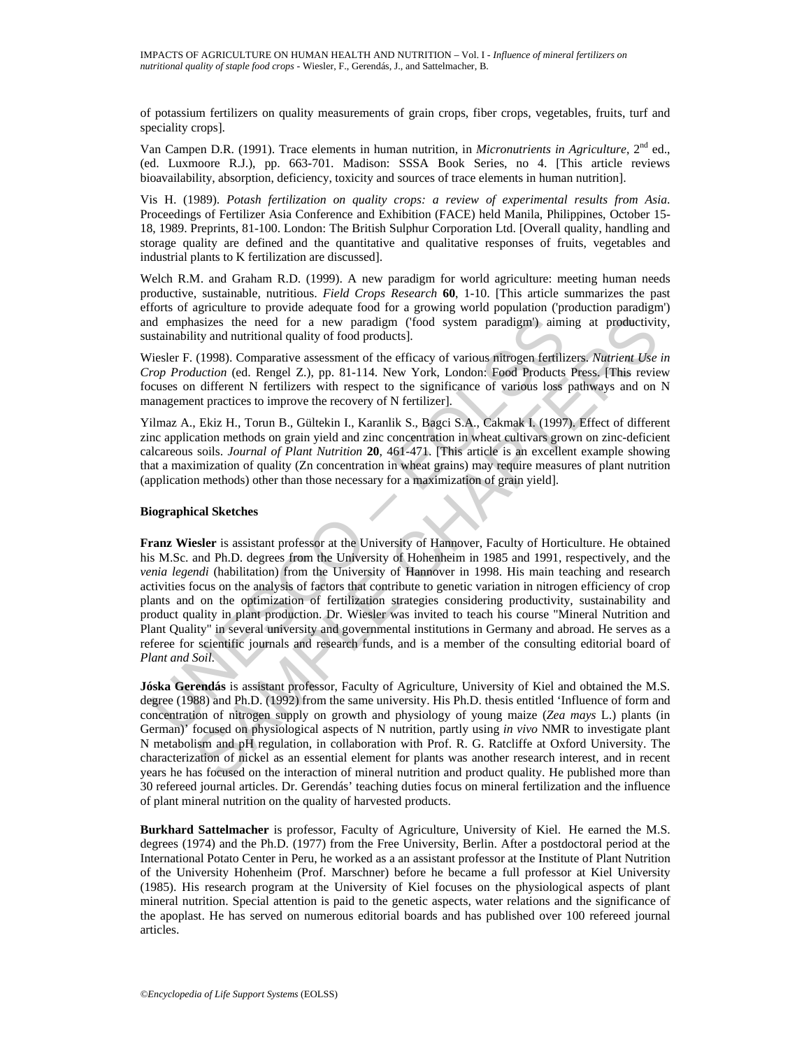of potassium fertilizers on quality measurements of grain crops, fiber crops, vegetables, fruits, turf and speciality crops].

Van Campen D.R. (1991). Trace elements in human nutrition, in *Micronutrients in Agriculture*, 2nd ed., (ed. Luxmoore R.J.), pp. 663-701. Madison: SSSA Book Series, no 4. [This article reviews bioavailability, absorption, deficiency, toxicity and sources of trace elements in human nutrition].

Vis H. (1989). *Potash fertilization on quality crops: a review of experimental results from Asia*. Proceedings of Fertilizer Asia Conference and Exhibition (FACE) held Manila, Philippines, October 15-18, 1989. Preprints, 81-100. London: The British Sulphur Corporation Ltd. [Overall quality, handling and storage quality are defined and the quantitative and qualitative responses of fruits, vegetables and industrial plants to K fertilization are discussed].

Welch R.M. and Graham R.D. (1999). A new paradigm for world agriculture: meeting human needs productive, sustainable, nutritious. *Field Crops Research* **60**, 1-10. [This article summarizes the past efforts of agriculture to provide adequate food for a growing world population ('production paradigm') and emphasizes the need for a new paradigm ('food system paradigm') aiming at productivity, sustainability and nutritional quality of food products].

Wiesler F. (1998). Comparative assessment of the efficacy of various nitrogen fertilizers. *Nutrient Use in Crop Production* (ed. Rengel Z.), pp. 81-114. New York, London: Food Products Press. [This review focuses on different N fertilizers with respect to the significance of various loss pathways and on N management practices to improve the recovery of N fertilizer].

Yilmaz A., Ekiz H., Torun B., Gültekin I., Karanlik S., Bagci S.A., Cakmak I. (1997). Effect of different zinc application methods on grain yield and zinc concentration in wheat cultivars grown on zinc-deficient calcareous soils. *Journal of Plant Nutrition* **20**, 461-471. [This article is an excellent example showing that a maximization of quality (Zn concentration in wheat grains) may require measures of plant nutrition (application methods) other than those necessary for a maximization of grain yield].

**Biographical Sketches**

**Franz Wiesler** is assistant professor at the University of Hannover, Faculty of Horticulture. He obtained his M.Sc. and Ph.D. degrees from the University of Hohenheim in 1985 and 1991, respectively, and the *venia legendi* (habilitation) from the University of Hannover in 1998. His main teaching and research activities focus on the analysis of factors that contribute to genetic variation in nitrogen efficiency of crop plants and on the optimization of fertilization strategies considering productivity, sustainability and product quality in plant production. Dr. Wiesler was invited to teach his course "Mineral Nutrition and Plant Quality" in several university and governmental institutions in Germany and abroad. He serves as a referee for scientific journals and research funds, and is a member of the consulting editorial board of *Plant and Soil*.

**Jóska Gerendás** is assistant professor, Faculty of Agriculture, University of Kiel and obtained the M.S. degree (1988) and Ph.D. (1992) from the same university. His Ph.D. thesis entitled 'Influence of form and concentration of nitrogen supply on growth and physiology of young maize (*Zea mays* L.) plants (in German)' focused on physiological aspects of N nutrition, partly using *in vivo* NMR to investigate plant N metabolism and pH regulation, in collaboration with Prof. R. G. Ratcliffe at Oxford University. The characterization of nickel as an essential element for plants was another research interest, and in recent years he has focused on the interaction of mineral nutrition and product quality. He published more than 30 refereed journal articles. Dr. Gerendás' teaching duties focus on mineral fertilization and the influence of plant mineral nutrition on the quality of harvested products.

**Burkhard Sattelmacher** is professor, Faculty of Agriculture, University of Kiel. He earned the M.S. degrees (1974) and the Ph.D. (1977) from the Free University, Berlin. After a postdoctoral period at the International Potato Center in Peru, he worked as a an assistant professor at the Institute of Plant Nutrition of the University Hohenheim (Prof. Marschner) before he became a full professor at Kiel University (1985). His research program at the University of Kiel focuses on the physiological aspects of plant mineral nutrition. Special attention is paid to the genetic aspects, water relations and the significance of the apoplast. He has served on numerous editorial boards and has published over 100 refereed journal articles.